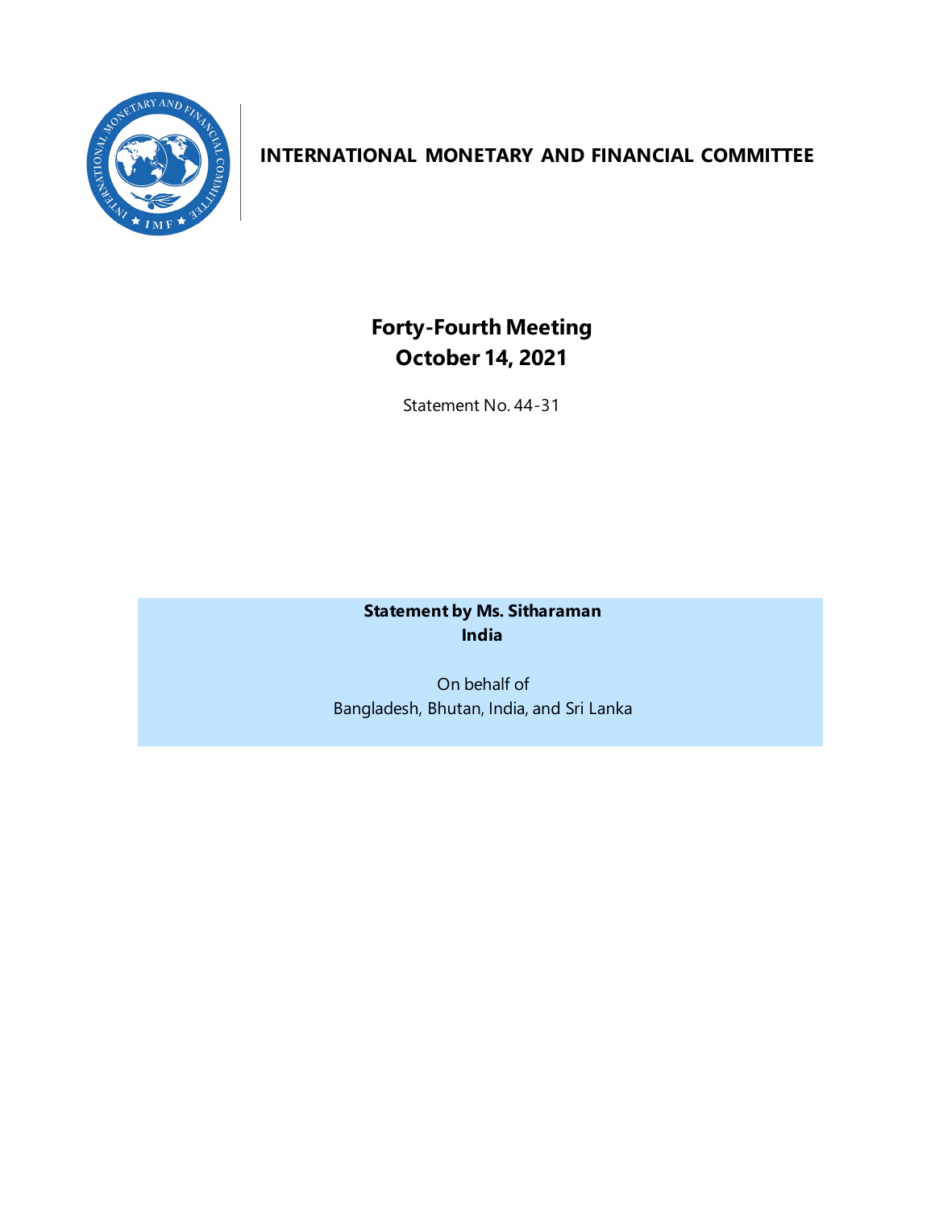# INTERNATIONAL MONETARY AND FINANCIAL COMMITTEE

## Forty-Fourth Meeting
## October 14, 2021

Statement No. 44-31

**Statement by Ms. Sitharaman**
**India**

On behalf of
Bangladesh, Bhutan, India, and Sri Lanka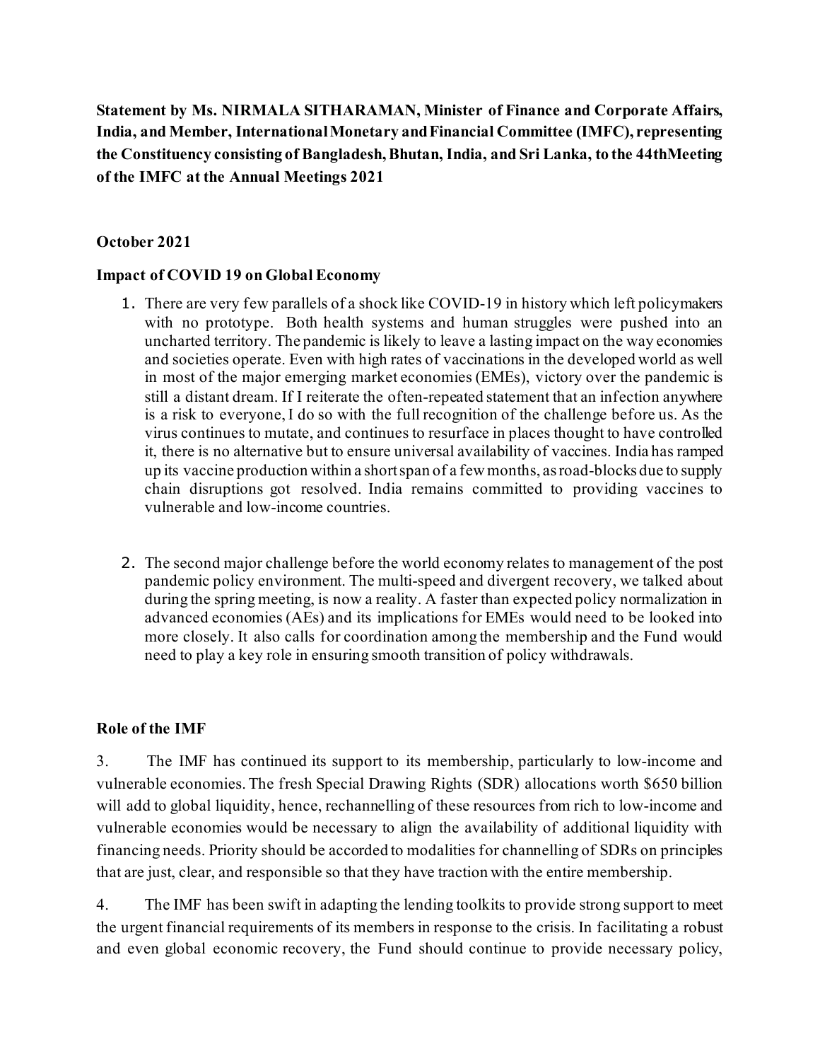**Statement by Ms. NIRMALA SITHARAMAN, Minister of Finance and Corporate Affairs, India, and Member, International Monetary and Financial Committee (IMFC), representing the Constituency consisting of Bangladesh, Bhutan, India, and Sri Lanka, to the 44thMeeting of the IMFC at the Annual Meetings 2021**

**October 2021**

**Impact of COVID 19 on Global Economy**

1. There are very few parallels of a shock like COVID-19 in history which left policymakers with no prototype. Both health systems and human struggles were pushed into an uncharted territory. The pandemic is likely to leave a lasting impact on the way economies and societies operate. Even with high rates of vaccinations in the developed world as well in most of the major emerging market economies (EMEs), victory over the pandemic is still a distant dream. If I reiterate the often-repeated statement that an infection anywhere is a risk to everyone, I do so with the full recognition of the challenge before us. As the virus continues to mutate, and continues to resurface in places thought to have controlled it, there is no alternative but to ensure universal availability of vaccines. India has ramped up its vaccine production within a short span of a few months, as road-blocks due to supply chain disruptions got resolved. India remains committed to providing vaccines to vulnerable and low-income countries.

2. The second major challenge before the world economy relates to management of the post pandemic policy environment. The multi-speed and divergent recovery, we talked about during the spring meeting, is now a reality. A faster than expected policy normalization in advanced economies (AEs) and its implications for EMEs would need to be looked into more closely. It also calls for coordination among the membership and the Fund would need to play a key role in ensuring smooth transition of policy withdrawals.

**Role of the IMF**

3. The IMF has continued its support to its membership, particularly to low-income and vulnerable economies. The fresh Special Drawing Rights (SDR) allocations worth $650 billion will add to global liquidity, hence, rechannelling of these resources from rich to low-income and vulnerable economies would be necessary to align the availability of additional liquidity with financing needs. Priority should be accorded to modalities for channelling of SDRs on principles that are just, clear, and responsible so that they have traction with the entire membership.

4. The IMF has been swift in adapting the lending toolkits to provide strong support to meet the urgent financial requirements of its members in response to the crisis. In facilitating a robust and even global economic recovery, the Fund should continue to provide necessary policy,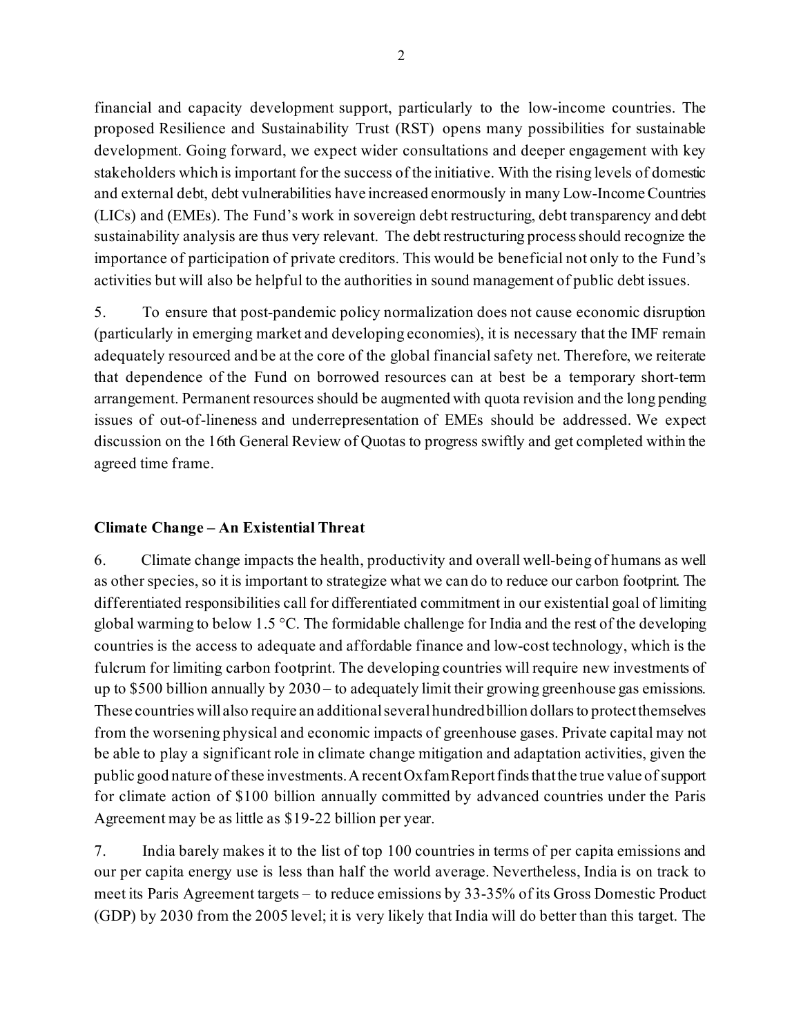financial and capacity development support, particularly to the low-income countries. The proposed Resilience and Sustainability Trust (RST) opens many possibilities for sustainable development. Going forward, we expect wider consultations and deeper engagement with key stakeholders which is important for the success of the initiative. With the rising levels of domestic and external debt, debt vulnerabilities have increased enormously in many Low-Income Countries (LICs) and (EMEs). The Fund's work in sovereign debt restructuring, debt transparency and debt sustainability analysis are thus very relevant. The debt restructuring process should recognize the importance of participation of private creditors. This would be beneficial not only to the Fund's activities but will also be helpful to the authorities in sound management of public debt issues.

5. To ensure that post-pandemic policy normalization does not cause economic disruption (particularly in emerging market and developing economies), it is necessary that the IMF remain adequately resourced and be at the core of the global financial safety net. Therefore, we reiterate that dependence of the Fund on borrowed resources can at best be a temporary short-term arrangement. Permanent resources should be augmented with quota revision and the long pending issues of out-of-lineness and underrepresentation of EMEs should be addressed. We expect discussion on the 16th General Review of Quotas to progress swiftly and get completed within the agreed time frame.

**Climate Change – An Existential Threat**

6. Climate change impacts the health, productivity and overall well-being of humans as well as other species, so it is important to strategize what we can do to reduce our carbon footprint. The differentiated responsibilities call for differentiated commitment in our existential goal of limiting global warming to below 1.5 °C. The formidable challenge for India and the rest of the developing countries is the access to adequate and affordable finance and low-cost technology, which is the fulcrum for limiting carbon footprint. The developing countries will require new investments of up to $500 billion annually by 2030 – to adequately limit their growing greenhouse gas emissions. These countries will also require an additional several hundred billion dollars to protect themselves from the worsening physical and economic impacts of greenhouse gases. Private capital may not be able to play a significant role in climate change mitigation and adaptation activities, given the public good nature of these investments. A recent Oxfam Report finds that the true value of support for climate action of $100 billion annually committed by advanced countries under the Paris Agreement may be as little as $19-22 billion per year.

7. India barely makes it to the list of top 100 countries in terms of per capita emissions and our per capita energy use is less than half the world average. Nevertheless, India is on track to meet its Paris Agreement targets – to reduce emissions by 33-35% of its Gross Domestic Product (GDP) by 2030 from the 2005 level; it is very likely that India will do better than this target. The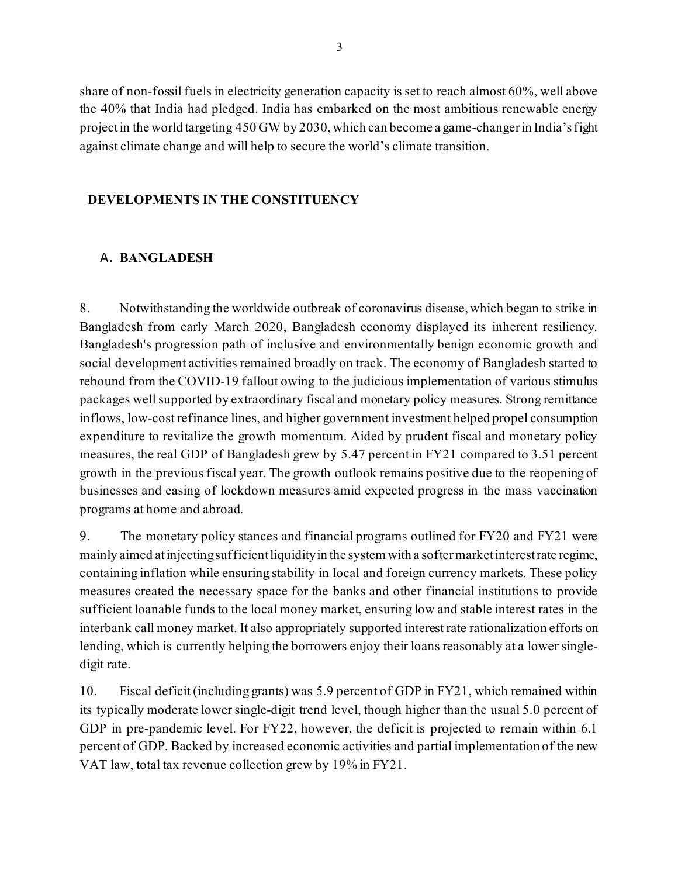share of non-fossil fuels in electricity generation capacity is set to reach almost 60%, well above the 40% that India had pledged. India has embarked on the most ambitious renewable energy project in the world targeting 450 GW by 2030, which can become a game-changer in India's fight against climate change and will help to secure the world's climate transition.

## DEVELOPMENTS IN THE CONSTITUENCY

### A. BANGLADESH

8. Notwithstanding the worldwide outbreak of coronavirus disease, which began to strike in Bangladesh from early March 2020, Bangladesh economy displayed its inherent resiliency. Bangladesh's progression path of inclusive and environmentally benign economic growth and social development activities remained broadly on track. The economy of Bangladesh started to rebound from the COVID-19 fallout owing to the judicious implementation of various stimulus packages well supported by extraordinary fiscal and monetary policy measures. Strong remittance inflows, low-cost refinance lines, and higher government investment helped propel consumption expenditure to revitalize the growth momentum. Aided by prudent fiscal and monetary policy measures, the real GDP of Bangladesh grew by 5.47 percent in FY21 compared to 3.51 percent growth in the previous fiscal year. The growth outlook remains positive due to the reopening of businesses and easing of lockdown measures amid expected progress in the mass vaccination programs at home and abroad.

9. The monetary policy stances and financial programs outlined for FY20 and FY21 were mainly aimed at injecting sufficient liquidity in the system with a softer market interest rate regime, containing inflation while ensuring stability in local and foreign currency markets. These policy measures created the necessary space for the banks and other financial institutions to provide sufficient loanable funds to the local money market, ensuring low and stable interest rates in the interbank call money market. It also appropriately supported interest rate rationalization efforts on lending, which is currently helping the borrowers enjoy their loans reasonably at a lower single-digit rate.

10. Fiscal deficit (including grants) was 5.9 percent of GDP in FY21, which remained within its typically moderate lower single-digit trend level, though higher than the usual 5.0 percent of GDP in pre-pandemic level. For FY22, however, the deficit is projected to remain within 6.1 percent of GDP. Backed by increased economic activities and partial implementation of the new VAT law, total tax revenue collection grew by 19% in FY21.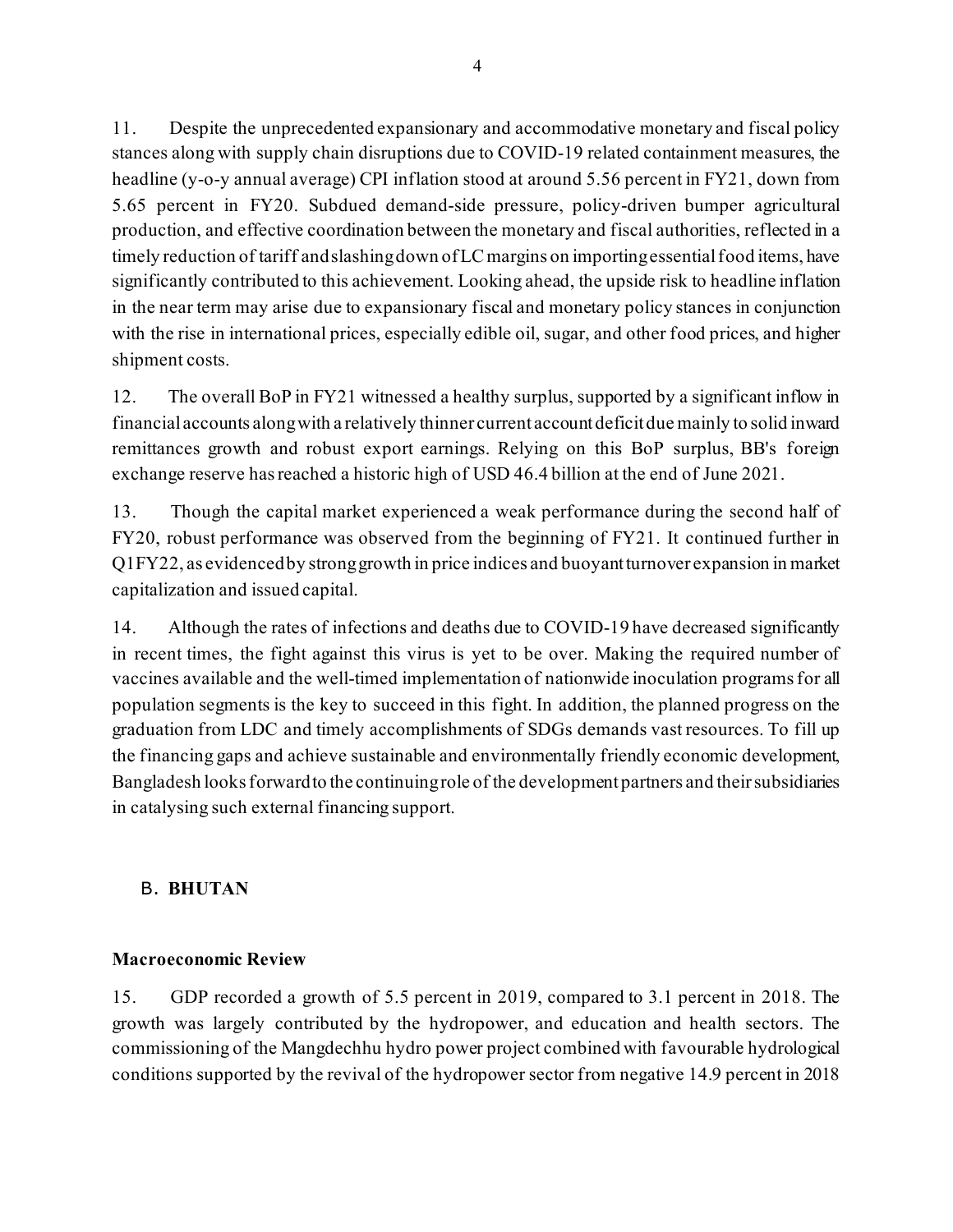11. Despite the unprecedented expansionary and accommodative monetary and fiscal policy stances along with supply chain disruptions due to COVID-19 related containment measures, the headline (y-o-y annual average) CPI inflation stood at around 5.56 percent in FY21, down from 5.65 percent in FY20. Subdued demand-side pressure, policy-driven bumper agricultural production, and effective coordination between the monetary and fiscal authorities, reflected in a timely reduction of tariff and slashing down of LC margins on importing essential food items, have significantly contributed to this achievement. Looking ahead, the upside risk to headline inflation in the near term may arise due to expansionary fiscal and monetary policy stances in conjunction with the rise in international prices, especially edible oil, sugar, and other food prices, and higher shipment costs.

12. The overall BoP in FY21 witnessed a healthy surplus, supported by a significant inflow in financial accounts along with a relatively thinner current account deficit due mainly to solid inward remittances growth and robust export earnings. Relying on this BoP surplus, BB's foreign exchange reserve has reached a historic high of USD 46.4 billion at the end of June 2021.

13. Though the capital market experienced a weak performance during the second half of FY20, robust performance was observed from the beginning of FY21. It continued further in Q1FY22, as evidenced by strong growth in price indices and buoyant turnover expansion in market capitalization and issued capital.

14. Although the rates of infections and deaths due to COVID-19 have decreased significantly in recent times, the fight against this virus is yet to be over. Making the required number of vaccines available and the well-timed implementation of nationwide inoculation programs for all population segments is the key to succeed in this fight. In addition, the planned progress on the graduation from LDC and timely accomplishments of SDGs demands vast resources. To fill up the financing gaps and achieve sustainable and environmentally friendly economic development, Bangladesh looks forward to the continuing role of the development partners and their subsidiaries in catalysing such external financing support.

## B. BHUTAN

### Macroeconomic Review

15. GDP recorded a growth of 5.5 percent in 2019, compared to 3.1 percent in 2018. The growth was largely contributed by the hydropower, and education and health sectors. The commissioning of the Mangdechhu hydro power project combined with favourable hydrological conditions supported by the revival of the hydropower sector from negative 14.9 percent in 2018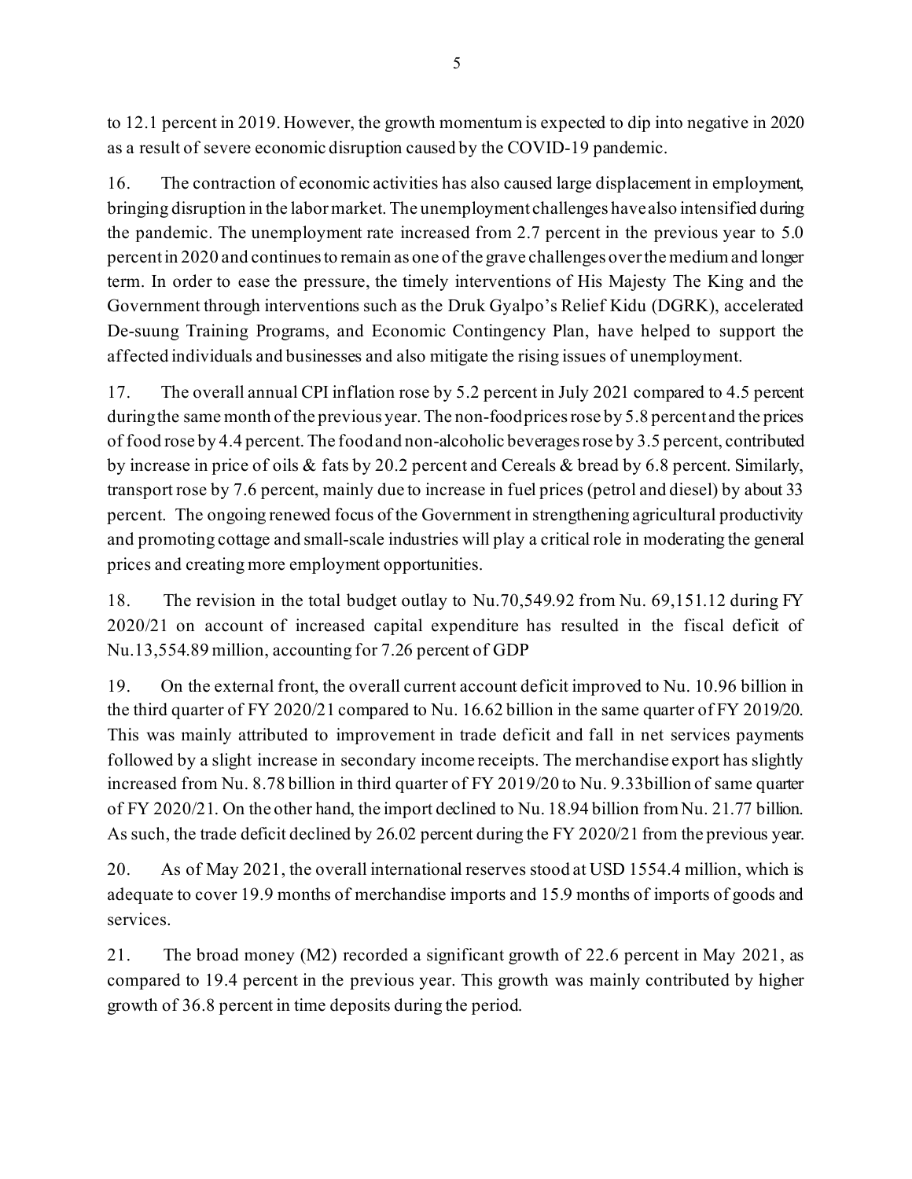to 12.1 percent in 2019. However, the growth momentum is expected to dip into negative in 2020 as a result of severe economic disruption caused by the COVID-19 pandemic.

16. The contraction of economic activities has also caused large displacement in employment, bringing disruption in the labor market. The unemployment challenges have also intensified during the pandemic. The unemployment rate increased from 2.7 percent in the previous year to 5.0 percent in 2020 and continues to remain as one of the grave challenges over the medium and longer term. In order to ease the pressure, the timely interventions of His Majesty The King and the Government through interventions such as the Druk Gyalpo's Relief Kidu (DGRK), accelerated De-suung Training Programs, and Economic Contingency Plan, have helped to support the affected individuals and businesses and also mitigate the rising issues of unemployment.

17. The overall annual CPI inflation rose by 5.2 percent in July 2021 compared to 4.5 percent during the same month of the previous year. The non-food prices rose by 5.8 percent and the prices of food rose by 4.4 percent. The food and non-alcoholic beverages rose by 3.5 percent, contributed by increase in price of oils & fats by 20.2 percent and Cereals & bread by 6.8 percent. Similarly, transport rose by 7.6 percent, mainly due to increase in fuel prices (petrol and diesel) by about 33 percent. The ongoing renewed focus of the Government in strengthening agricultural productivity and promoting cottage and small-scale industries will play a critical role in moderating the general prices and creating more employment opportunities.

18. The revision in the total budget outlay to Nu.70,549.92 from Nu. 69,151.12 during FY 2020/21 on account of increased capital expenditure has resulted in the fiscal deficit of Nu.13,554.89 million, accounting for 7.26 percent of GDP

19. On the external front, the overall current account deficit improved to Nu. 10.96 billion in the third quarter of FY 2020/21 compared to Nu. 16.62 billion in the same quarter of FY 2019/20. This was mainly attributed to improvement in trade deficit and fall in net services payments followed by a slight increase in secondary income receipts. The merchandise export has slightly increased from Nu. 8.78 billion in third quarter of FY 2019/20 to Nu. 9.33billion of same quarter of FY 2020/21. On the other hand, the import declined to Nu. 18.94 billion from Nu. 21.77 billion. As such, the trade deficit declined by 26.02 percent during the FY 2020/21 from the previous year.

20. As of May 2021, the overall international reserves stood at USD 1554.4 million, which is adequate to cover 19.9 months of merchandise imports and 15.9 months of imports of goods and services.

21. The broad money (M2) recorded a significant growth of 22.6 percent in May 2021, as compared to 19.4 percent in the previous year. This growth was mainly contributed by higher growth of 36.8 percent in time deposits during the period.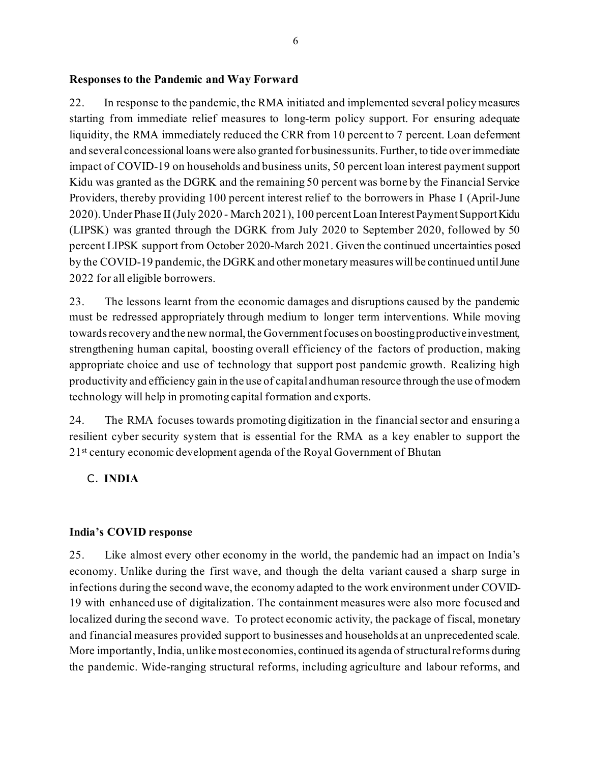**Responses to the Pandemic and Way Forward**

22. In response to the pandemic, the RMA initiated and implemented several policy measures starting from immediate relief measures to long-term policy support. For ensuring adequate liquidity, the RMA immediately reduced the CRR from 10 percent to 7 percent. Loan deferment and several concessional loans were also granted for business units. Further, to tide over immediate impact of COVID-19 on households and business units, 50 percent loan interest payment support Kidu was granted as the DGRK and the remaining 50 percent was borne by the Financial Service Providers, thereby providing 100 percent interest relief to the borrowers in Phase I (April-June 2020). Under Phase II (July 2020 - March 2021), 100 percent Loan Interest Payment Support Kidu (LIPSK) was granted through the DGRK from July 2020 to September 2020, followed by 50 percent LIPSK support from October 2020-March 2021. Given the continued uncertainties posed by the COVID-19 pandemic, the DGRK and other monetary measures will be continued until June 2022 for all eligible borrowers.

23. The lessons learnt from the economic damages and disruptions caused by the pandemic must be redressed appropriately through medium to longer term interventions. While moving towards recovery and the new normal, the Government focuses on boosting productive investment, strengthening human capital, boosting overall efficiency of the factors of production, making appropriate choice and use of technology that support post pandemic growth. Realizing high productivity and efficiency gain in the use of capital and human resource through the use of modern technology will help in promoting capital formation and exports.

24. The RMA focuses towards promoting digitization in the financial sector and ensuring a resilient cyber security system that is essential for the RMA as a key enabler to support the 21st century economic development agenda of the Royal Government of Bhutan

## C. INDIA

**India's COVID response**

25. Like almost every other economy in the world, the pandemic had an impact on India's economy. Unlike during the first wave, and though the delta variant caused a sharp surge in infections during the second wave, the economy adapted to the work environment under COVID-19 with enhanced use of digitalization. The containment measures were also more focused and localized during the second wave. To protect economic activity, the package of fiscal, monetary and financial measures provided support to businesses and households at an unprecedented scale. More importantly, India, unlike most economies, continued its agenda of structural reforms during the pandemic. Wide-ranging structural reforms, including agriculture and labour reforms, and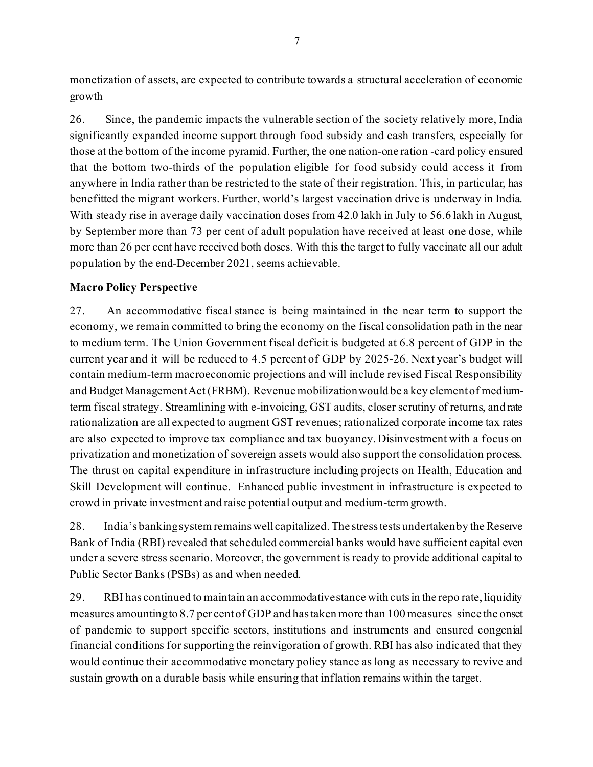monetization of assets, are expected to contribute towards a structural acceleration of economic growth

26. Since, the pandemic impacts the vulnerable section of the society relatively more, India significantly expanded income support through food subsidy and cash transfers, especially for those at the bottom of the income pyramid. Further, the one nation-one ration -card policy ensured that the bottom two-thirds of the population eligible for food subsidy could access it from anywhere in India rather than be restricted to the state of their registration. This, in particular, has benefitted the migrant workers. Further, world's largest vaccination drive is underway in India. With steady rise in average daily vaccination doses from 42.0 lakh in July to 56.6 lakh in August, by September more than 73 per cent of adult population have received at least one dose, while more than 26 per cent have received both doses. With this the target to fully vaccinate all our adult population by the end-December 2021, seems achievable.

**Macro Policy Perspective**

27. An accommodative fiscal stance is being maintained in the near term to support the economy, we remain committed to bring the economy on the fiscal consolidation path in the near to medium term. The Union Government fiscal deficit is budgeted at 6.8 percent of GDP in the current year and it will be reduced to 4.5 percent of GDP by 2025-26. Next year's budget will contain medium-term macroeconomic projections and will include revised Fiscal Responsibility and Budget Management Act (FRBM). Revenue mobilization would be a key element of medium-term fiscal strategy. Streamlining with e-invoicing, GST audits, closer scrutiny of returns, and rate rationalization are all expected to augment GST revenues; rationalized corporate income tax rates are also expected to improve tax compliance and tax buoyancy. Disinvestment with a focus on privatization and monetization of sovereign assets would also support the consolidation process. The thrust on capital expenditure in infrastructure including projects on Health, Education and Skill Development will continue. Enhanced public investment in infrastructure is expected to crowd in private investment and raise potential output and medium-term growth.

28. India's banking system remains well capitalized. The stress tests undertaken by the Reserve Bank of India (RBI) revealed that scheduled commercial banks would have sufficient capital even under a severe stress scenario. Moreover, the government is ready to provide additional capital to Public Sector Banks (PSBs) as and when needed.

29. RBI has continued to maintain an accommodative stance with cuts in the repo rate, liquidity measures amounting to 8.7 per cent of GDP and has taken more than 100 measures since the onset of pandemic to support specific sectors, institutions and instruments and ensured congenial financial conditions for supporting the reinvigoration of growth. RBI has also indicated that they would continue their accommodative monetary policy stance as long as necessary to revive and sustain growth on a durable basis while ensuring that inflation remains within the target.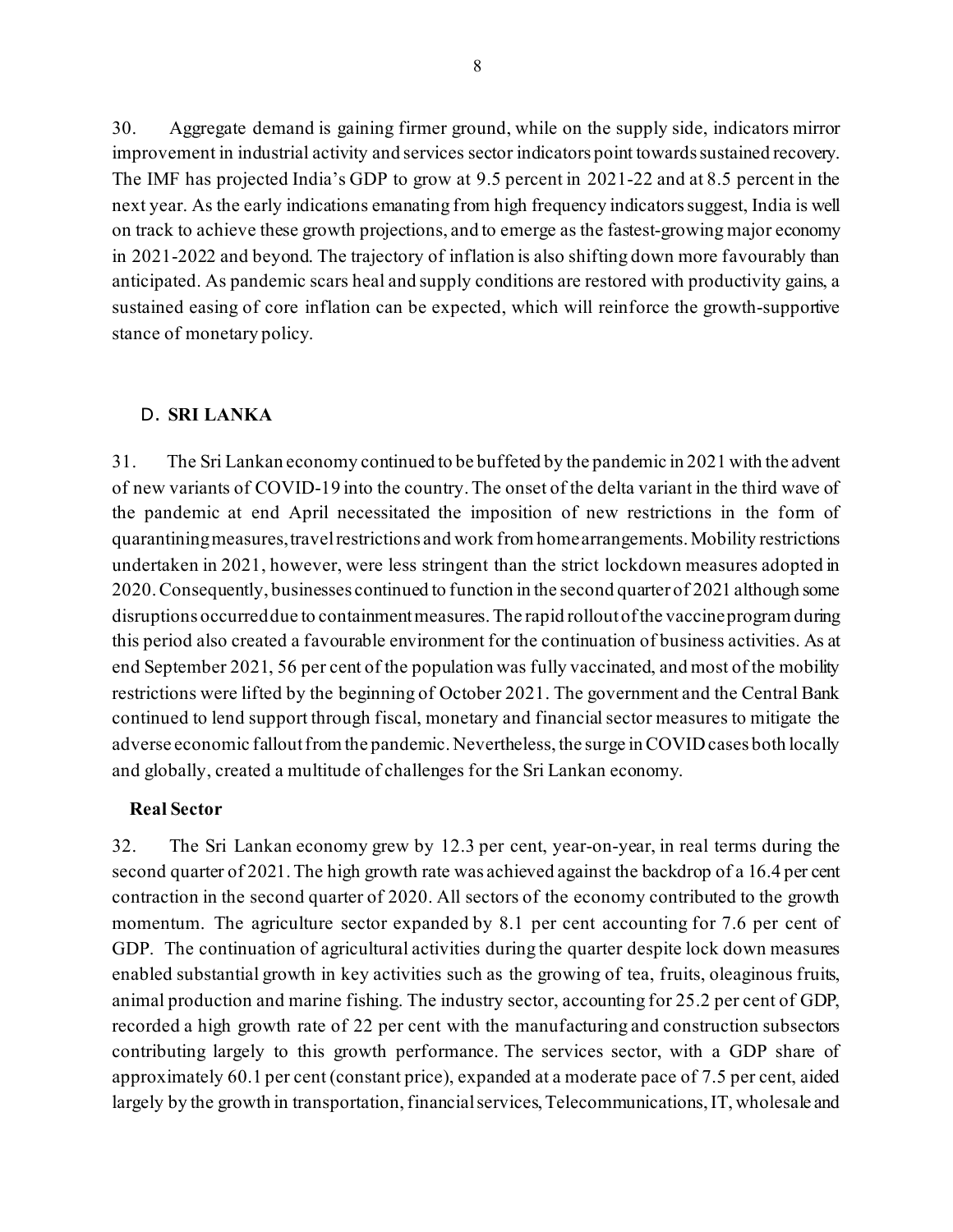30. Aggregate demand is gaining firmer ground, while on the supply side, indicators mirror improvement in industrial activity and services sector indicators point towards sustained recovery. The IMF has projected India's GDP to grow at 9.5 percent in 2021-22 and at 8.5 percent in the next year. As the early indications emanating from high frequency indicators suggest, India is well on track to achieve these growth projections, and to emerge as the fastest-growing major economy in 2021-2022 and beyond. The trajectory of inflation is also shifting down more favourably than anticipated. As pandemic scars heal and supply conditions are restored with productivity gains, a sustained easing of core inflation can be expected, which will reinforce the growth-supportive stance of monetary policy.

## D. SRI LANKA

31. The Sri Lankan economy continued to be buffeted by the pandemic in 2021 with the advent of new variants of COVID-19 into the country. The onset of the delta variant in the third wave of the pandemic at end April necessitated the imposition of new restrictions in the form of quarantining measures, travel restrictions and work from home arrangements. Mobility restrictions undertaken in 2021, however, were less stringent than the strict lockdown measures adopted in 2020. Consequently, businesses continued to function in the second quarter of 2021 although some disruptions occurred due to containment measures. The rapid rollout of the vaccine program during this period also created a favourable environment for the continuation of business activities. As at end September 2021, 56 per cent of the population was fully vaccinated, and most of the mobility restrictions were lifted by the beginning of October 2021. The government and the Central Bank continued to lend support through fiscal, monetary and financial sector measures to mitigate the adverse economic fallout from the pandemic. Nevertheless, the surge in COVID cases both locally and globally, created a multitude of challenges for the Sri Lankan economy.

### Real Sector

32. The Sri Lankan economy grew by 12.3 per cent, year-on-year, in real terms during the second quarter of 2021. The high growth rate was achieved against the backdrop of a 16.4 per cent contraction in the second quarter of 2020. All sectors of the economy contributed to the growth momentum. The agriculture sector expanded by 8.1 per cent accounting for 7.6 per cent of GDP. The continuation of agricultural activities during the quarter despite lock down measures enabled substantial growth in key activities such as the growing of tea, fruits, oleaginous fruits, animal production and marine fishing. The industry sector, accounting for 25.2 per cent of GDP, recorded a high growth rate of 22 per cent with the manufacturing and construction subsectors contributing largely to this growth performance. The services sector, with a GDP share of approximately 60.1 per cent (constant price), expanded at a moderate pace of 7.5 per cent, aided largely by the growth in transportation, financial services, Telecommunications, IT, wholesale and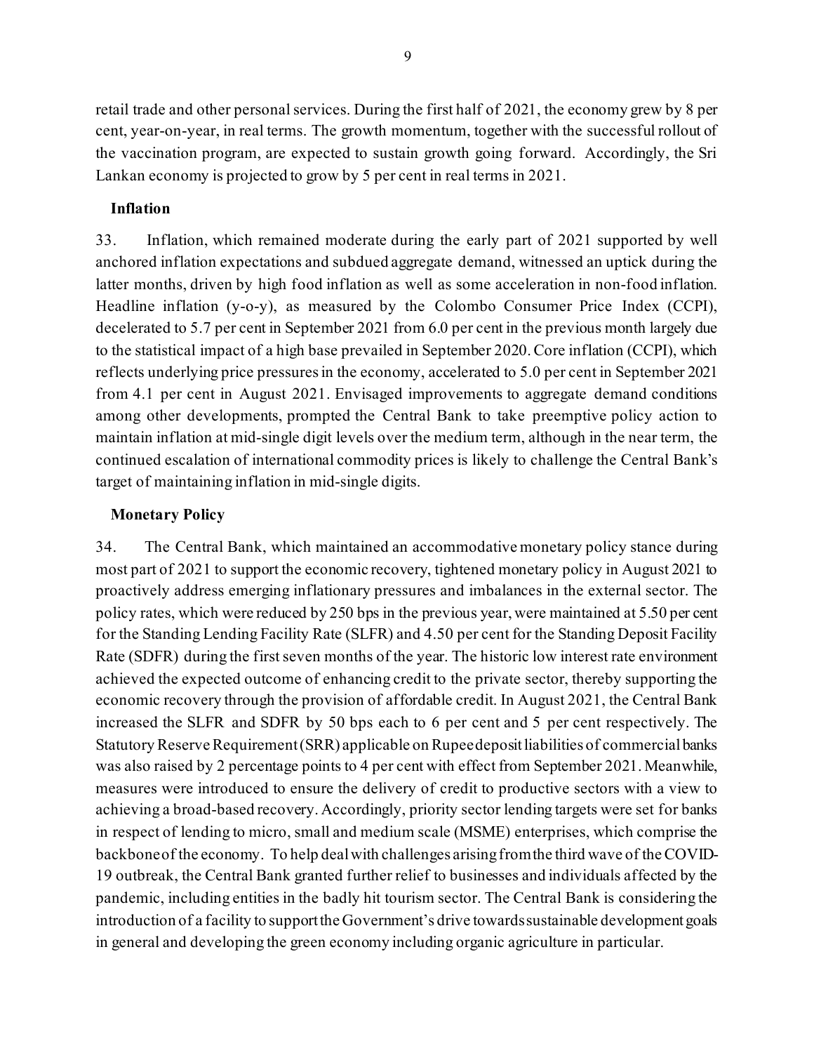retail trade and other personal services. During the first half of 2021, the economy grew by 8 per cent, year-on-year, in real terms. The growth momentum, together with the successful rollout of the vaccination program, are expected to sustain growth going forward. Accordingly, the Sri Lankan economy is projected to grow by 5 per cent in real terms in 2021.

### Inflation

33. Inflation, which remained moderate during the early part of 2021 supported by well anchored inflation expectations and subdued aggregate demand, witnessed an uptick during the latter months, driven by high food inflation as well as some acceleration in non-food inflation. Headline inflation (y-o-y), as measured by the Colombo Consumer Price Index (CCPI), decelerated to 5.7 per cent in September 2021 from 6.0 per cent in the previous month largely due to the statistical impact of a high base prevailed in September 2020. Core inflation (CCPI), which reflects underlying price pressures in the economy, accelerated to 5.0 per cent in September 2021 from 4.1 per cent in August 2021. Envisaged improvements to aggregate demand conditions among other developments, prompted the Central Bank to take preemptive policy action to maintain inflation at mid-single digit levels over the medium term, although in the near term, the continued escalation of international commodity prices is likely to challenge the Central Bank's target of maintaining inflation in mid-single digits.

### Monetary Policy

34. The Central Bank, which maintained an accommodative monetary policy stance during most part of 2021 to support the economic recovery, tightened monetary policy in August 2021 to proactively address emerging inflationary pressures and imbalances in the external sector. The policy rates, which were reduced by 250 bps in the previous year, were maintained at 5.50 per cent for the Standing Lending Facility Rate (SLFR) and 4.50 per cent for the Standing Deposit Facility Rate (SDFR) during the first seven months of the year. The historic low interest rate environment achieved the expected outcome of enhancing credit to the private sector, thereby supporting the economic recovery through the provision of affordable credit. In August 2021, the Central Bank increased the SLFR and SDFR by 50 bps each to 6 per cent and 5 per cent respectively. The Statutory Reserve Requirement (SRR) applicable on Rupee deposit liabilities of commercial banks was also raised by 2 percentage points to 4 per cent with effect from September 2021. Meanwhile, measures were introduced to ensure the delivery of credit to productive sectors with a view to achieving a broad-based recovery. Accordingly, priority sector lending targets were set for banks in respect of lending to micro, small and medium scale (MSME) enterprises, which comprise the backbone of the economy. To help deal with challenges arising from the third wave of the COVID-19 outbreak, the Central Bank granted further relief to businesses and individuals affected by the pandemic, including entities in the badly hit tourism sector. The Central Bank is considering the introduction of a facility to support the Government's drive towards sustainable development goals in general and developing the green economy including organic agriculture in particular.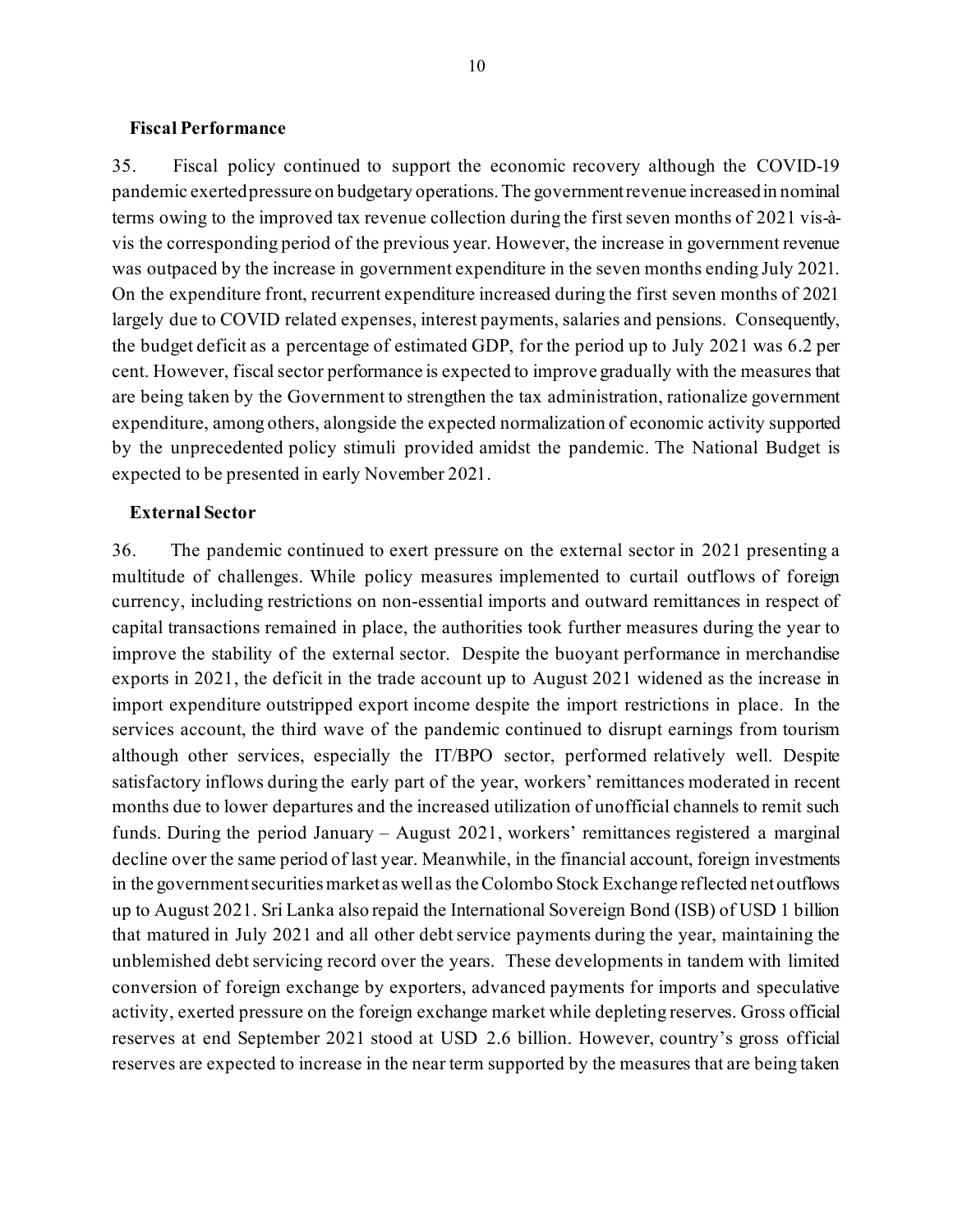**Fiscal Performance**

35. Fiscal policy continued to support the economic recovery although the COVID-19 pandemic exerted pressure on budgetary operations. The government revenue increased in nominal terms owing to the improved tax revenue collection during the first seven months of 2021 vis-à-vis the corresponding period of the previous year. However, the increase in government revenue was outpaced by the increase in government expenditure in the seven months ending July 2021. On the expenditure front, recurrent expenditure increased during the first seven months of 2021 largely due to COVID related expenses, interest payments, salaries and pensions. Consequently, the budget deficit as a percentage of estimated GDP, for the period up to July 2021 was 6.2 per cent. However, fiscal sector performance is expected to improve gradually with the measures that are being taken by the Government to strengthen the tax administration, rationalize government expenditure, among others, alongside the expected normalization of economic activity supported by the unprecedented policy stimuli provided amidst the pandemic. The National Budget is expected to be presented in early November 2021.

**External Sector**

36. The pandemic continued to exert pressure on the external sector in 2021 presenting a multitude of challenges. While policy measures implemented to curtail outflows of foreign currency, including restrictions on non-essential imports and outward remittances in respect of capital transactions remained in place, the authorities took further measures during the year to improve the stability of the external sector. Despite the buoyant performance in merchandise exports in 2021, the deficit in the trade account up to August 2021 widened as the increase in import expenditure outstripped export income despite the import restrictions in place. In the services account, the third wave of the pandemic continued to disrupt earnings from tourism although other services, especially the IT/BPO sector, performed relatively well. Despite satisfactory inflows during the early part of the year, workers' remittances moderated in recent months due to lower departures and the increased utilization of unofficial channels to remit such funds. During the period January – August 2021, workers' remittances registered a marginal decline over the same period of last year. Meanwhile, in the financial account, foreign investments in the government securities market as well as the Colombo Stock Exchange reflected net outflows up to August 2021. Sri Lanka also repaid the International Sovereign Bond (ISB) of USD 1 billion that matured in July 2021 and all other debt service payments during the year, maintaining the unblemished debt servicing record over the years. These developments in tandem with limited conversion of foreign exchange by exporters, advanced payments for imports and speculative activity, exerted pressure on the foreign exchange market while depleting reserves. Gross official reserves at end September 2021 stood at USD 2.6 billion. However, country's gross official reserves are expected to increase in the near term supported by the measures that are being taken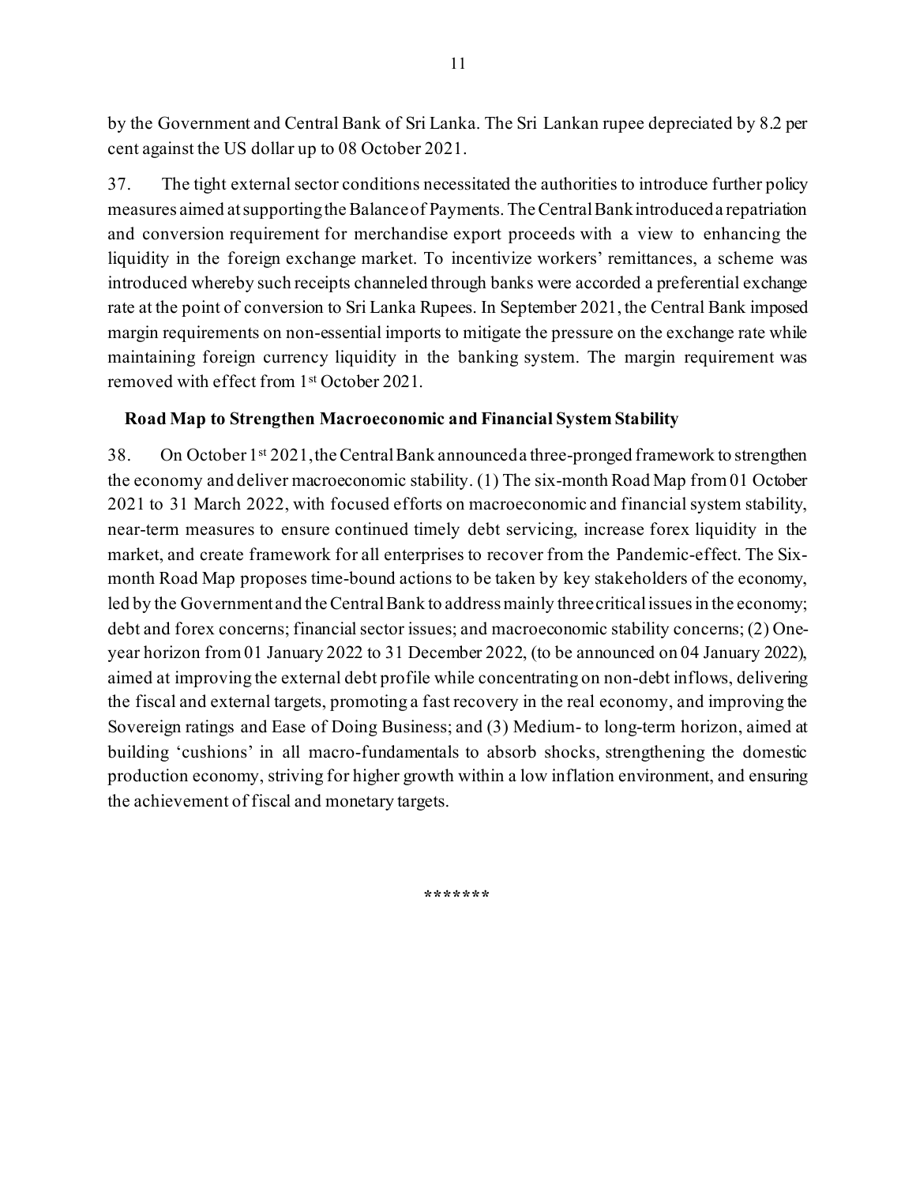by the Government and Central Bank of Sri Lanka. The Sri Lankan rupee depreciated by 8.2 per cent against the US dollar up to 08 October 2021.

37. The tight external sector conditions necessitated the authorities to introduce further policy measures aimed at supporting the Balance of Payments. The Central Bank introduced a repatriation and conversion requirement for merchandise export proceeds with a view to enhancing the liquidity in the foreign exchange market. To incentivize workers' remittances, a scheme was introduced whereby such receipts channeled through banks were accorded a preferential exchange rate at the point of conversion to Sri Lanka Rupees. In September 2021, the Central Bank imposed margin requirements on non-essential imports to mitigate the pressure on the exchange rate while maintaining foreign currency liquidity in the banking system. The margin requirement was removed with effect from 1st October 2021.

**Road Map to Strengthen Macroeconomic and Financial System Stability**

38. On October 1st 2021, the Central Bank announced a three-pronged framework to strengthen the economy and deliver macroeconomic stability. (1) The six-month Road Map from 01 October 2021 to 31 March 2022, with focused efforts on macroeconomic and financial system stability, near-term measures to ensure continued timely debt servicing, increase forex liquidity in the market, and create framework for all enterprises to recover from the Pandemic-effect. The Six-month Road Map proposes time-bound actions to be taken by key stakeholders of the economy, led by the Government and the Central Bank to address mainly three critical issues in the economy; debt and forex concerns; financial sector issues; and macroeconomic stability concerns; (2) One-year horizon from 01 January 2022 to 31 December 2022, (to be announced on 04 January 2022), aimed at improving the external debt profile while concentrating on non-debt inflows, delivering the fiscal and external targets, promoting a fast recovery in the real economy, and improving the Sovereign ratings and Ease of Doing Business; and (3) Medium- to long-term horizon, aimed at building 'cushions' in all macro-fundamentals to absorb shocks, strengthening the domestic production economy, striving for higher growth within a low inflation environment, and ensuring the achievement of fiscal and monetary targets.

*******